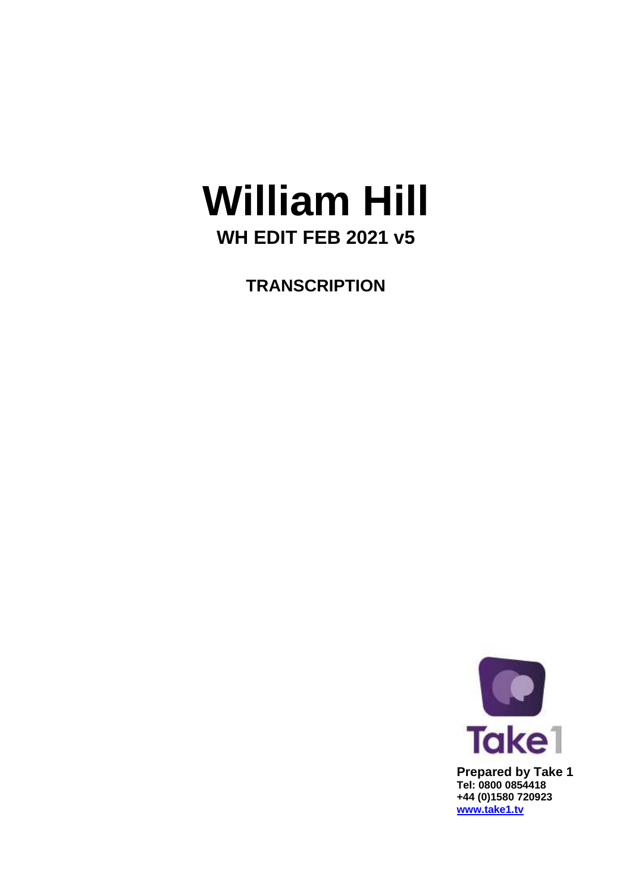# William Hill

## WH EDIT FEB 2021 v5

### TRANSCRIPTION

Take1

**Prepared by Take 1**
**Tel: 0800 0854418**
**+44 (0)1580 720923**
**[www.take1.tv](http://www.take1.tv)**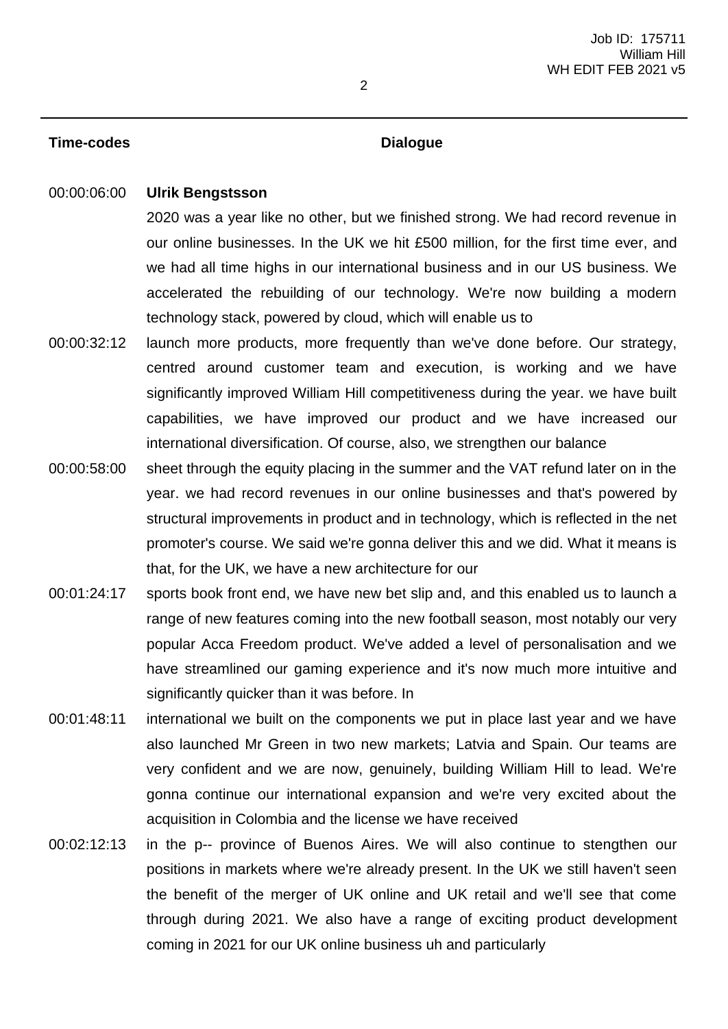| Time-codes | Dialogue |
| --- | --- |
| 00:00:06:00 | **Ulrik Bengstsson** 2020 was a year like no other, but we finished strong. We had record revenue in our online businesses. In the UK we hit £500 million, for the first time ever, and we had all time highs in our international business and in our US business. We accelerated the rebuilding of our technology. We're now building a modern technology stack, powered by cloud, which will enable us to |
| 00:00:32:12 | launch more products, more frequently than we've done before. Our strategy, centred around customer team and execution, is working and we have significantly improved William Hill competitiveness during the year. we have built capabilities, we have improved our product and we have increased our international diversification. Of course, also, we strengthen our balance |
| 00:00:58:00 | sheet through the equity placing in the summer and the VAT refund later on in the year. we had record revenues in our online businesses and that's powered by structural improvements in product and in technology, which is reflected in the net promoter's course. We said we're gonna deliver this and we did. What it means is that, for the UK, we have a new architecture for our |
| 00:01:24:17 | sports book front end, we have new bet slip and, and this enabled us to launch a range of new features coming into the new football season, most notably our very popular Acca Freedom product. We've added a level of personalisation and we have streamlined our gaming experience and it's now much more intuitive and significantly quicker than it was before. In |
| 00:01:48:11 | international we built on the components we put in place last year and we have also launched Mr Green in two new markets; Latvia and Spain. Our teams are very confident and we are now, genuinely, building William Hill to lead. We're gonna continue our international expansion and we're very excited about the acquisition in Colombia and the license we have received |
| 00:02:12:13 | in the p-- province of Buenos Aires. We will also continue to stengthen our positions in markets where we're already present. In the UK we still haven't seen the benefit of the merger of UK online and UK retail and we'll see that come through during 2021. We also have a range of exciting product development coming in 2021 for our UK online business uh and particularly |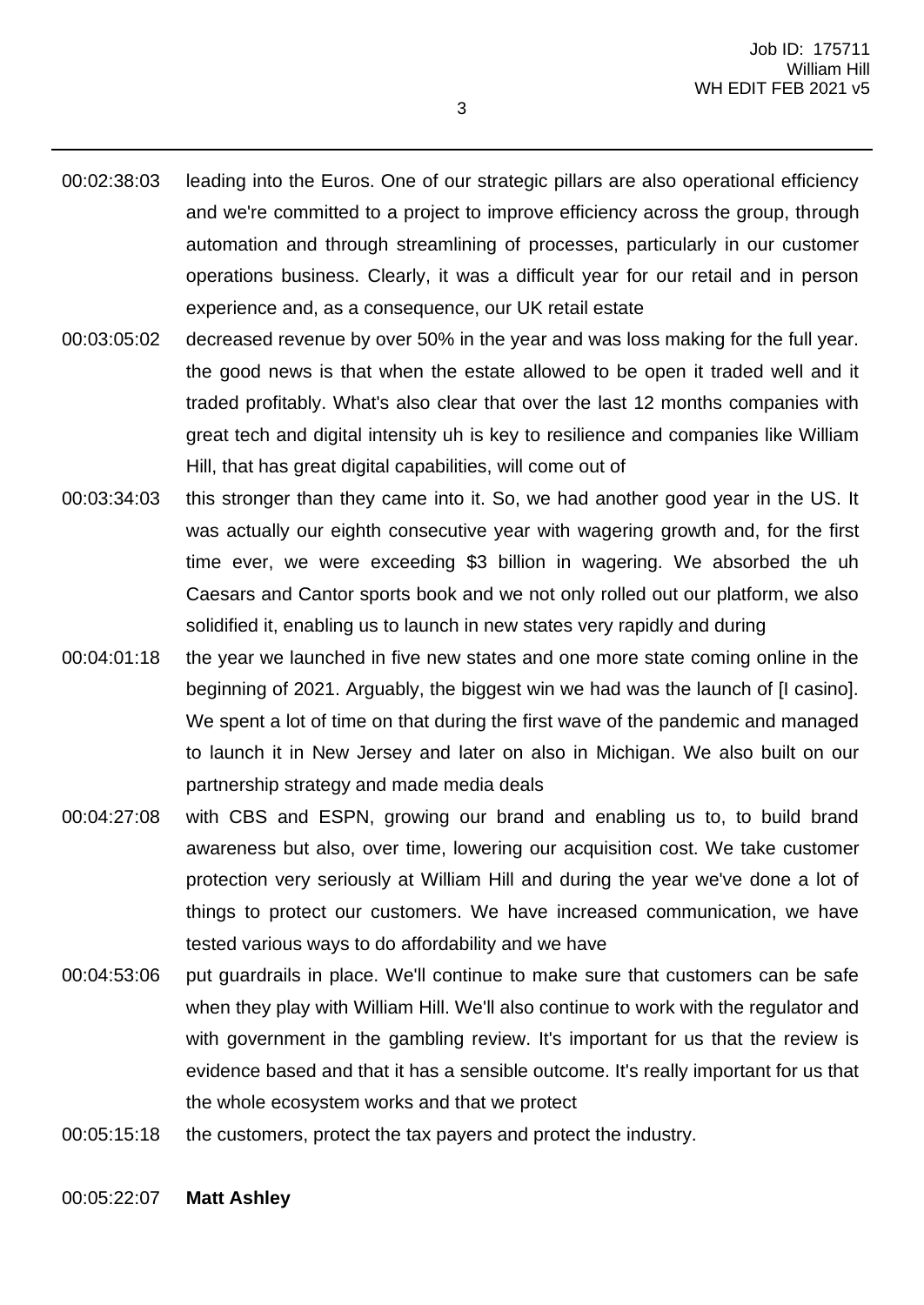00:02:38:03 leading into the Euros. One of our strategic pillars are also operational efficiency and we're committed to a project to improve efficiency across the group, through automation and through streamlining of processes, particularly in our customer operations business. Clearly, it was a difficult year for our retail and in person experience and, as a consequence, our UK retail estate

00:03:05:02 decreased revenue by over 50% in the year and was loss making for the full year. the good news is that when the estate allowed to be open it traded well and it traded profitably. What's also clear that over the last 12 months companies with great tech and digital intensity uh is key to resilience and companies like William Hill, that has great digital capabilities, will come out of

00:03:34:03 this stronger than they came into it. So, we had another good year in the US. It was actually our eighth consecutive year with wagering growth and, for the first time ever, we were exceeding $3 billion in wagering. We absorbed the uh Caesars and Cantor sports book and we not only rolled out our platform, we also solidified it, enabling us to launch in new states very rapidly and during

00:04:01:18 the year we launched in five new states and one more state coming online in the beginning of 2021. Arguably, the biggest win we had was the launch of [I casino]. We spent a lot of time on that during the first wave of the pandemic and managed to launch it in New Jersey and later on also in Michigan. We also built on our partnership strategy and made media deals

00:04:27:08 with CBS and ESPN, growing our brand and enabling us to, to build brand awareness but also, over time, lowering our acquisition cost. We take customer protection very seriously at William Hill and during the year we've done a lot of things to protect our customers. We have increased communication, we have tested various ways to do affordability and we have

00:04:53:06 put guardrails in place. We'll continue to make sure that customers can be safe when they play with William Hill. We'll also continue to work with the regulator and with government in the gambling review. It's important for us that the review is evidence based and that it has a sensible outcome. It's really important for us that the whole ecosystem works and that we protect

00:05:15:18 the customers, protect the tax payers and protect the industry.

00:05:22:07 **Matt Ashley**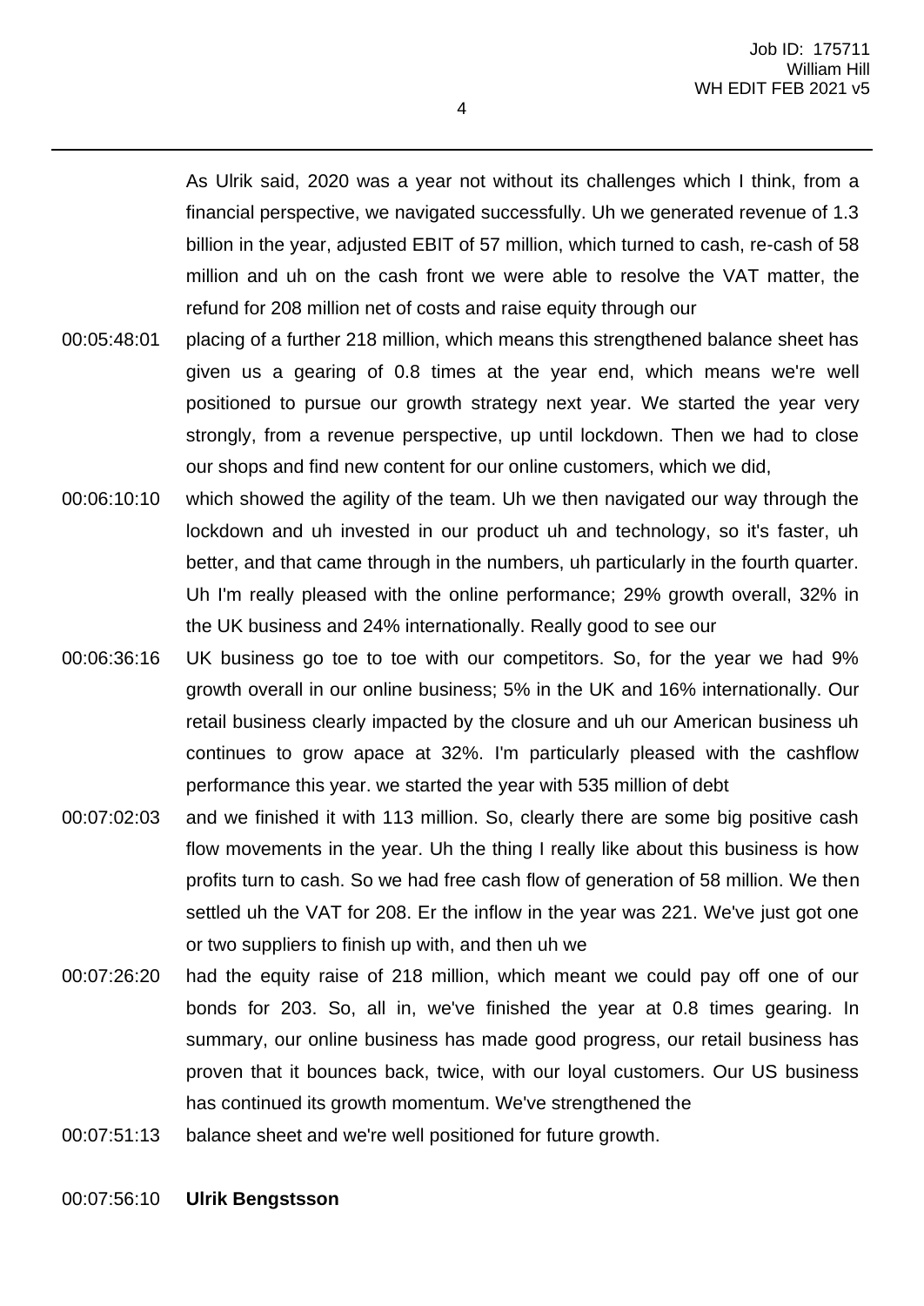As Ulrik said, 2020 was a year not without its challenges which I think, from a financial perspective, we navigated successfully. Uh we generated revenue of 1.3 billion in the year, adjusted EBIT of 57 million, which turned to cash, re-cash of 58 million and uh on the cash front we were able to resolve the VAT matter, the refund for 208 million net of costs and raise equity through our

00:05:48:01 placing of a further 218 million, which means this strengthened balance sheet has given us a gearing of 0.8 times at the year end, which means we're well positioned to pursue our growth strategy next year. We started the year very strongly, from a revenue perspective, up until lockdown. Then we had to close our shops and find new content for our online customers, which we did,

00:06:10:10 which showed the agility of the team. Uh we then navigated our way through the lockdown and uh invested in our product uh and technology, so it's faster, uh better, and that came through in the numbers, uh particularly in the fourth quarter. Uh I'm really pleased with the online performance; 29% growth overall, 32% in the UK business and 24% internationally. Really good to see our

00:06:36:16 UK business go toe to toe with our competitors. So, for the year we had 9% growth overall in our online business; 5% in the UK and 16% internationally. Our retail business clearly impacted by the closure and uh our American business uh continues to grow apace at 32%. I'm particularly pleased with the cashflow performance this year. we started the year with 535 million of debt

00:07:02:03 and we finished it with 113 million. So, clearly there are some big positive cash flow movements in the year. Uh the thing I really like about this business is how profits turn to cash. So we had free cash flow of generation of 58 million. We then settled uh the VAT for 208. Er the inflow in the year was 221. We've just got one or two suppliers to finish up with, and then uh we

00:07:26:20 had the equity raise of 218 million, which meant we could pay off one of our bonds for 203. So, all in, we've finished the year at 0.8 times gearing. In summary, our online business has made good progress, our retail business has proven that it bounces back, twice, with our loyal customers. Our US business has continued its growth momentum. We've strengthened the

00:07:51:13 balance sheet and we're well positioned for future growth.

00:07:56:10 **Ulrik Bengstsson**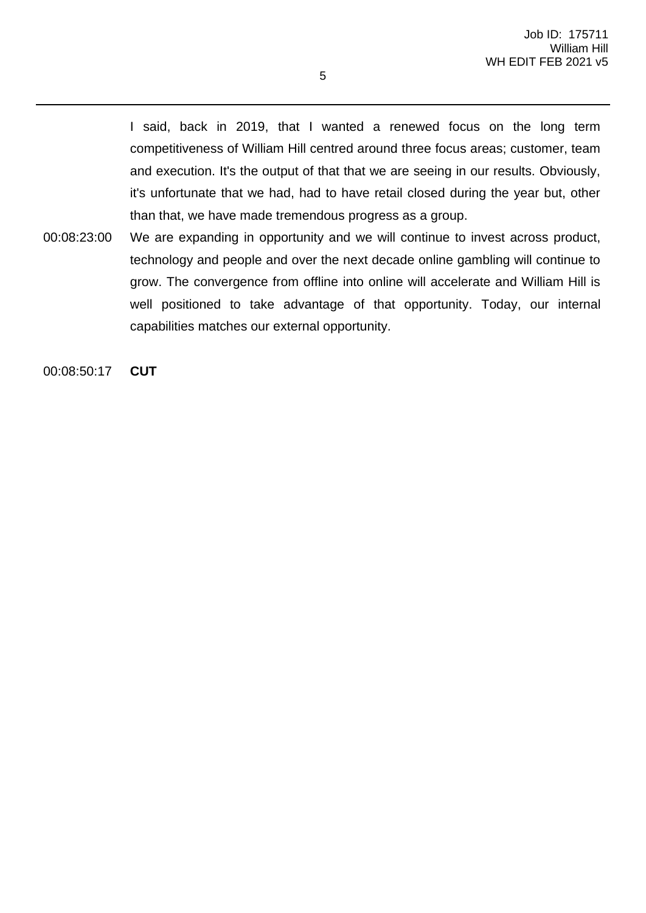I said, back in 2019, that I wanted a renewed focus on the long term competitiveness of William Hill centred around three focus areas; customer, team and execution. It's the output of that that we are seeing in our results. Obviously, it's unfortunate that we had, had to have retail closed during the year but, other than that, we have made tremendous progress as a group.

00:08:23:00 We are expanding in opportunity and we will continue to invest across product, technology and people and over the next decade online gambling will continue to grow. The convergence from offline into online will accelerate and William Hill is well positioned to take advantage of that opportunity. Today, our internal capabilities matches our external opportunity.

00:08:50:17 **CUT**